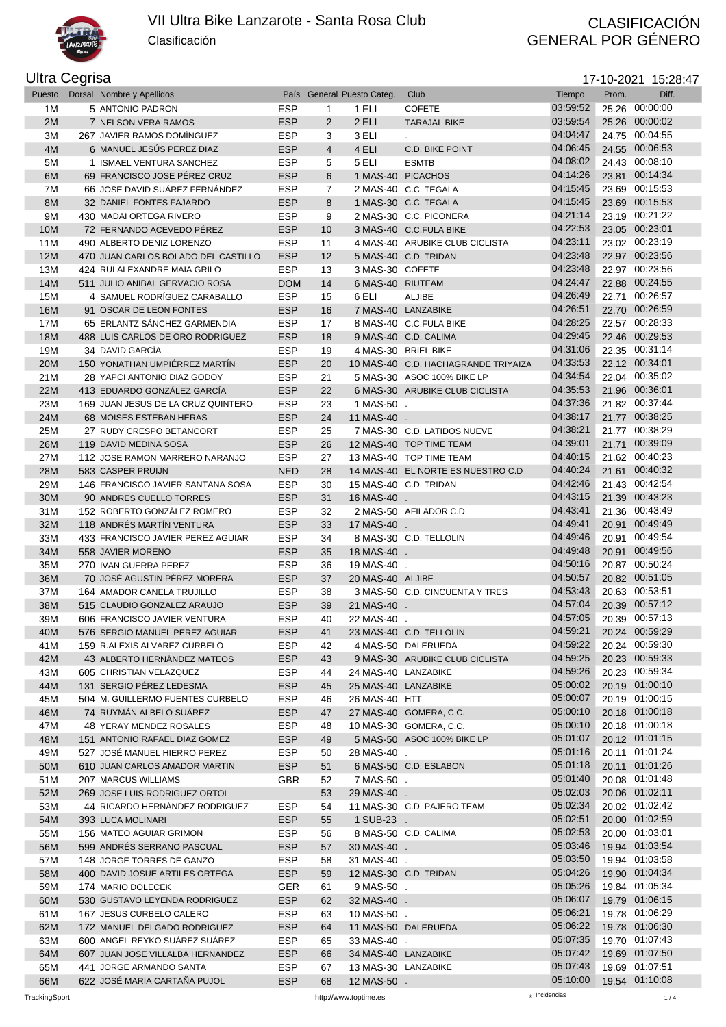# VII Ultra Bike Lanzarote - Santa Rosa Club

Clasificación

CLASIFICACIÓN GENERAL POR GÉNERO

## Ultra Cegrisa

17-10-2021 15:28:47

| Puesto | Dorsal | Nombre y Apellidos | País | General | Puesto Categ. | Club | Tiempo | Prom. | Diff. |
|---|---|---|---|---|---|---|---|---|---|
| 1M | 5 | ANTONIO PADRON | ESP | 1 | 1 ELI | COFETE | 03:59:52 | 25.26 | 00:00:00 |
| 2M | 7 | NELSON VERA RAMOS | ESP | 2 | 2 ELI | TARAJAL BIKE | 03:59:54 | 25.26 | 00:00:02 |
| 3M | 267 | JAVIER RAMOS DOMÍNGUEZ | ESP | 3 | 3 ELI | . | 04:04:47 | 24.75 | 00:04:55 |
| 4M | 6 | MANUEL JESÚS PEREZ DIAZ | ESP | 4 | 4 ELI | C.D. BIKE POINT | 04:06:45 | 24.55 | 00:06:53 |
| 5M | 1 | ISMAEL VENTURA SANCHEZ | ESP | 5 | 5 ELI | ESMTB | 04:08:02 | 24.43 | 00:08:10 |
| 6M | 69 | FRANCISCO JOSE PÉREZ CRUZ | ESP | 6 | 1 MAS-40 | PICACHOS | 04:14:26 | 23.81 | 00:14:34 |
| 7M | 66 | JOSE DAVID SUÁREZ FERNÁNDEZ | ESP | 7 | 2 MAS-40 | C.C. TEGALA | 04:15:45 | 23.69 | 00:15:53 |
| 8M | 32 | DANIEL FONTES FAJARDO | ESP | 8 | 1 MAS-30 | C.C. TEGALA | 04:15:45 | 23.69 | 00:15:53 |
| 9M | 430 | MADAI ORTEGA RIVERO | ESP | 9 | 2 MAS-30 | C.C. PICONERA | 04:21:14 | 23.19 | 00:21:22 |
| 10M | 72 | FERNANDO ACEVEDO PÉREZ | ESP | 10 | 3 MAS-40 | C.C.FULA BIKE | 04:22:53 | 23.05 | 00:23:01 |
| 11M | 490 | ALBERTO DENIZ LORENZO | ESP | 11 | 4 MAS-40 | ARUBIKE CLUB CICLISTA | 04:23:11 | 23.02 | 00:23:19 |
| 12M | 470 | JUAN CARLOS BOLADO DEL CASTILLO | ESP | 12 | 5 MAS-40 | C.D. TRIDAN | 04:23:48 | 22.97 | 00:23:56 |
| 13M | 424 | RUI ALEXANDRE MAIA GRILO | ESP | 13 | 3 MAS-30 | COFETE | 04:23:48 | 22.97 | 00:23:56 |
| 14M | 511 | JULIO ANIBAL GERVACIO ROSA | DOM | 14 | 6 MAS-40 | RIUTEAM | 04:24:47 | 22.88 | 00:24:55 |
| 15M | 4 | SAMUEL RODRÍGUEZ CARABALLO | ESP | 15 | 6 ELI | ALJIBE | 04:26:49 | 22.71 | 00:26:57 |
| 16M | 91 | OSCAR DE LEON FONTES | ESP | 16 | 7 MAS-40 | LANZABIKE | 04:26:51 | 22.70 | 00:26:59 |
| 17M | 65 | ERLANTZ SÁNCHEZ GARMENDIA | ESP | 17 | 8 MAS-40 | C.C.FULA BIKE | 04:28:25 | 22.57 | 00:28:33 |
| 18M | 488 | LUIS CARLOS DE ORO RODRIGUEZ | ESP | 18 | 9 MAS-40 | C.D. CALIMA | 04:29:45 | 22.46 | 00:29:53 |
| 19M | 34 | DAVID GARCÍA | ESP | 19 | 4 MAS-30 | BRIEL BIKE | 04:31:06 | 22.35 | 00:31:14 |
| 20M | 150 | YONATHAN UMPIÉRREZ MARTÍN | ESP | 20 | 10 MAS-40 | C.D. HACHAGRANDE TRIYAIZA | 04:33:53 | 22.12 | 00:34:01 |
| 21M | 28 | YAPCI ANTONIO DIAZ GODOY | ESP | 21 | 5 MAS-30 | ASOC 100% BIKE LP | 04:34:54 | 22.04 | 00:35:02 |
| 22M | 413 | EDUARDO GONZÁLEZ GARCÍA | ESP | 22 | 6 MAS-30 | ARUBIKE CLUB CICLISTA | 04:35:53 | 21.96 | 00:36:01 |
| 23M | 169 | JUAN JESUS DE LA CRUZ QUINTERO | ESP | 23 | 1 MAS-50 | . | 04:37:36 | 21.82 | 00:37:44 |
| 24M | 68 | MOISES ESTEBAN HERAS | ESP | 24 | 11 MAS-40 | . | 04:38:17 | 21.77 | 00:38:25 |
| 25M | 27 | RUDY CRESPO BETANCORT | ESP | 25 | 7 MAS-30 | C.D. LATIDOS NUEVE | 04:38:21 | 21.77 | 00:38:29 |
| 26M | 119 | DAVID MEDINA SOSA | ESP | 26 | 12 MAS-40 | TOP TIME TEAM | 04:39:01 | 21.71 | 00:39:09 |
| 27M | 112 | JOSE RAMON MARRERO NARANJO | ESP | 27 | 13 MAS-40 | TOP TIME TEAM | 04:40:15 | 21.62 | 00:40:23 |
| 28M | 583 | CASPER PRUIJN | NED | 28 | 14 MAS-40 | EL NORTE ES NUESTRO C.D | 04:40:24 | 21.61 | 00:40:32 |
| 29M | 146 | FRANCISCO JAVIER SANTANA SOSA | ESP | 30 | 15 MAS-40 | C.D. TRIDAN | 04:42:46 | 21.43 | 00:42:54 |
| 30M | 90 | ANDRES CUELLO TORRES | ESP | 31 | 16 MAS-40 | . | 04:43:15 | 21.39 | 00:43:23 |
| 31M | 152 | ROBERTO GONZÁLEZ ROMERO | ESP | 32 | 2 MAS-50 | AFILADOR C.D. | 04:43:41 | 21.36 | 00:43:49 |
| 32M | 118 | ANDRÉS MARTÍN VENTURA | ESP | 33 | 17 MAS-40 | . | 04:49:41 | 20.91 | 00:49:49 |
| 33M | 433 | FRANCISCO JAVIER PEREZ AGUIAR | ESP | 34 | 8 MAS-30 | C.D. TELLOLIN | 04:49:46 | 20.91 | 00:49:54 |
| 34M | 558 | JAVIER MORENO | ESP | 35 | 18 MAS-40 | . | 04:49:48 | 20.91 | 00:49:56 |
| 35M | 270 | IVAN GUERRA PEREZ | ESP | 36 | 19 MAS-40 | . | 04:50:16 | 20.87 | 00:50:24 |
| 36M | 70 | JOSÉ AGUSTIN PÉREZ MORERA | ESP | 37 | 20 MAS-40 | ALJIBE | 04:50:57 | 20.82 | 00:51:05 |
| 37M | 164 | AMADOR CANELA TRUJILLO | ESP | 38 | 3 MAS-50 | C.D. CINCUENTA Y TRES | 04:53:43 | 20.63 | 00:53:51 |
| 38M | 515 | CLAUDIO GONZALEZ ARAUJO | ESP | 39 | 21 MAS-40 | . | 04:57:04 | 20.39 | 00:57:12 |
| 39M | 606 | FRANCISCO JAVIER VENTURA | ESP | 40 | 22 MAS-40 | . | 04:57:05 | 20.39 | 00:57:13 |
| 40M | 576 | SERGIO MANUEL PEREZ AGUIAR | ESP | 41 | 23 MAS-40 | C.D. TELLOLIN | 04:59:21 | 20.24 | 00:59:29 |
| 41M | 159 | R.ALEXIS ALVAREZ CURBELO | ESP | 42 | 4 MAS-50 | DALERUEDA | 04:59:22 | 20.24 | 00:59:30 |
| 42M | 43 | ALBERTO HERNÁNDEZ MATEOS | ESP | 43 | 9 MAS-30 | ARUBIKE CLUB CICLISTA | 04:59:25 | 20.23 | 00:59:33 |
| 43M | 605 | CHRISTIAN VELAZQUEZ | ESP | 44 | 24 MAS-40 | LANZABIKE | 04:59:26 | 20.23 | 00:59:34 |
| 44M | 131 | SERGIO PÉREZ LEDESMA | ESP | 45 | 25 MAS-40 | LANZABIKE | 05:00:02 | 20.19 | 01:00:10 |
| 45M | 504 | M. GUILLERMO FUENTES CURBELO | ESP | 46 | 26 MAS-40 | HTT | 05:00:07 | 20.19 | 01:00:15 |
| 46M | 74 | RUYMÁN ALBELO SUÁREZ | ESP | 47 | 27 MAS-40 | GOMERA, C.C. | 05:00:10 | 20.18 | 01:00:18 |
| 47M | 48 | YERAY MENDEZ ROSALES | ESP | 48 | 10 MAS-30 | GOMERA, C.C. | 05:00:10 | 20.18 | 01:00:18 |
| 48M | 151 | ANTONIO RAFAEL DIAZ GOMEZ | ESP | 49 | 5 MAS-50 | ASOC 100% BIKE LP | 05:01:07 | 20.12 | 01:01:15 |
| 49M | 527 | JOSÉ MANUEL HIERRO PEREZ | ESP | 50 | 28 MAS-40 | . | 05:01:16 | 20.11 | 01:01:24 |
| 50M | 610 | JUAN CARLOS AMADOR MARTIN | ESP | 51 | 6 MAS-50 | C.D. ESLABON | 05:01:18 | 20.11 | 01:01:26 |
| 51M | 207 | MARCUS WILLIAMS | GBR | 52 | 7 MAS-50 | . | 05:01:40 | 20.08 | 01:01:48 |
| 52M | 269 | JOSE LUIS RODRIGUEZ ORTOL | | 53 | 29 MAS-40 | . | 05:02:03 | 20.06 | 01:02:11 |
| 53M | 44 | RICARDO HERNÁNDEZ RODRIGUEZ | ESP | 54 | 11 MAS-30 | C.D. PAJERO TEAM | 05:02:34 | 20.02 | 01:02:42 |
| 54M | 393 | LUCA MOLINARI | ESP | 55 | 1 SUB-23 | . | 05:02:51 | 20.00 | 01:02:59 |
| 55M | 156 | MATEO AGUIAR GRIMON | ESP | 56 | 8 MAS-50 | C.D. CALIMA | 05:02:53 | 20.00 | 01:03:01 |
| 56M | 599 | ANDRÉS SERRANO PASCUAL | ESP | 57 | 30 MAS-40 | . | 05:03:46 | 19.94 | 01:03:54 |
| 57M | 148 | JORGE TORRES DE GANZO | ESP | 58 | 31 MAS-40 | . | 05:03:50 | 19.94 | 01:03:58 |
| 58M | 400 | DAVID JOSUE ARTILES ORTEGA | ESP | 59 | 12 MAS-30 | C.D. TRIDAN | 05:04:26 | 19.90 | 01:04:34 |
| 59M | 174 | MARIO DOLECEK | GER | 61 | 9 MAS-50 | . | 05:05:26 | 19.84 | 01:05:34 |
| 60M | 530 | GUSTAVO LEYENDA RODRIGUEZ | ESP | 62 | 32 MAS-40 | . | 05:06:07 | 19.79 | 01:06:15 |
| 61M | 167 | JESUS CURBELO CALERO | ESP | 63 | 10 MAS-50 | . | 05:06:21 | 19.78 | 01:06:29 |
| 62M | 172 | MANUEL DELGADO RODRIGUEZ | ESP | 64 | 11 MAS-50 | DALERUEDA | 05:06:22 | 19.78 | 01:06:30 |
| 63M | 600 | ANGEL REYKO SUÁREZ SUÁREZ | ESP | 65 | 33 MAS-40 | . | 05:07:35 | 19.70 | 01:07:43 |
| 64M | 607 | JUAN JOSE VILLALBA HERNANDEZ | ESP | 66 | 34 MAS-40 | LANZABIKE | 05:07:42 | 19.69 | 01:07:50 |
| 65M | 441 | JORGE ARMANDO SANTA | ESP | 67 | 13 MAS-30 | LANZABIKE | 05:07:43 | 19.69 | 01:07:51 |
| 66M | 622 | JOSÉ MARIA CARTAÑA PUJOL | ESP | 68 | 12 MAS-50 | . | 05:10:00 | 19.54 | 01:10:08 |

TrackingSport — http://www.toptime.es — ⋆ Incidencias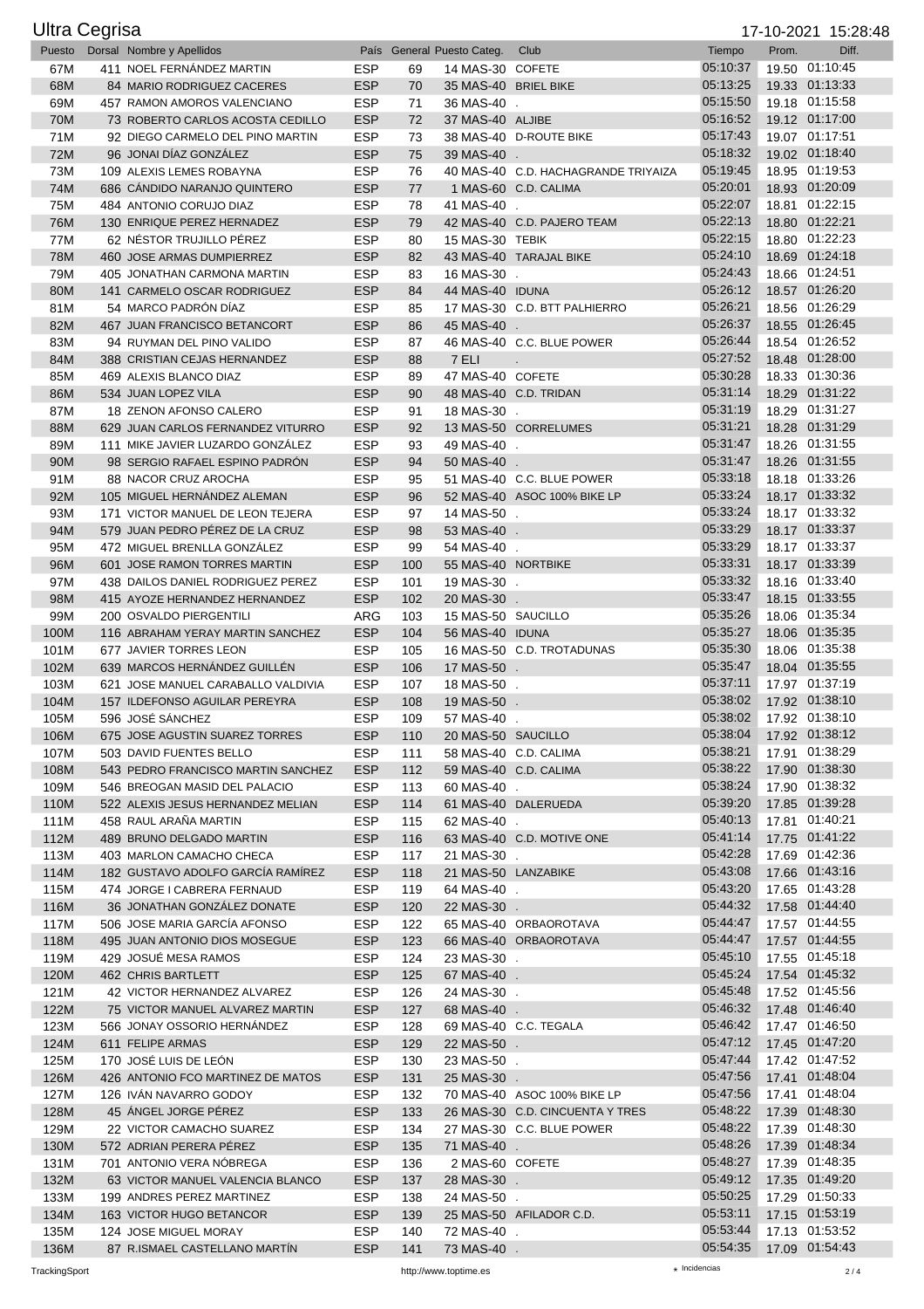# Ultra Cegrisa

17-10-2021 15:28:48

| Puesto | Dorsal | Nombre y Apellidos | País | General | Puesto Categ. | Club | Tiempo | Prom. | Diff. |
|---|---|---|---|---|---|---|---|---|---|
| 67M | 411 | NOEL FERNÁNDEZ MARTIN | ESP | 69 | 14 MAS-30 | COFETE | 05:10:37 | 19.50 | 01:10:45 |
| 68M | 84 | MARIO RODRIGUEZ CACERES | ESP | 70 | 35 MAS-40 | BRIEL BIKE | 05:13:25 | 19.33 | 01:13:33 |
| 69M | 457 | RAMON AMOROS VALENCIANO | ESP | 71 | 36 MAS-40 | . | 05:15:50 | 19.18 | 01:15:58 |
| 70M | 73 | ROBERTO CARLOS ACOSTA CEDILLO | ESP | 72 | 37 MAS-40 | ALJIBE | 05:16:52 | 19.12 | 01:17:00 |
| 71M | 92 | DIEGO CARMELO DEL PINO MARTIN | ESP | 73 | 38 MAS-40 | D-ROUTE BIKE | 05:17:43 | 19.07 | 01:17:51 |
| 72M | 96 | JONAI DÍAZ GONZÁLEZ | ESP | 75 | 39 MAS-40 | . | 05:18:32 | 19.02 | 01:18:40 |
| 73M | 109 | ALEXIS LEMES ROBAYNA | ESP | 76 | 40 MAS-40 | C.D. HACHAGRANDE TRIYAIZA | 05:19:45 | 18.95 | 01:19:53 |
| 74M | 686 | CÁNDIDO NARANJO QUINTERO | ESP | 77 | 1 MAS-60 | C.D. CALIMA | 05:20:01 | 18.93 | 01:20:09 |
| 75M | 484 | ANTONIO CORUJO DIAZ | ESP | 78 | 41 MAS-40 | . | 05:22:07 | 18.81 | 01:22:15 |
| 76M | 130 | ENRIQUE PEREZ HERNANDEZ | ESP | 79 | 42 MAS-40 | C.D. PAJERO TEAM | 05:22:13 | 18.80 | 01:22:21 |
| 77M | 62 | NÉSTOR TRUJILLO PÉREZ | ESP | 80 | 15 MAS-30 | TEBIK | 05:22:15 | 18.80 | 01:22:23 |
| 78M | 460 | JOSE ARMAS DUMPIERREZ | ESP | 82 | 43 MAS-40 | TARAJAL BIKE | 05:24:10 | 18.69 | 01:24:18 |
| 79M | 405 | JONATHAN CARMONA MARTIN | ESP | 83 | 16 MAS-30 | . | 05:24:43 | 18.66 | 01:24:51 |
| 80M | 141 | CARMELO OSCAR RODRIGUEZ | ESP | 84 | 44 MAS-40 | IDUNA | 05:26:12 | 18.57 | 01:26:20 |
| 81M | 54 | MARCO PADRÓN DÍAZ | ESP | 85 | 17 MAS-30 | C.D. BTT PALHIERRO | 05:26:21 | 18.56 | 01:26:29 |
| 82M | 467 | JUAN FRANCISCO BETANCORT | ESP | 86 | 45 MAS-40 | . | 05:26:37 | 18.55 | 01:26:45 |
| 83M | 94 | RUYMAN DEL PINO VALIDO | ESP | 87 | 46 MAS-40 | C.C. BLUE POWER | 05:26:44 | 18.54 | 01:26:52 |
| 84M | 388 | CRISTIAN CEJAS HERNANDEZ | ESP | 88 | 7 ELI | . | 05:27:52 | 18.48 | 01:28:00 |
| 85M | 469 | ALEXIS BLANCO DIAZ | ESP | 89 | 47 MAS-40 | COFETE | 05:30:28 | 18.33 | 01:30:36 |
| 86M | 534 | JUAN LOPEZ VILA | ESP | 90 | 48 MAS-40 | C.D. TRIDAN | 05:31:14 | 18.29 | 01:31:22 |
| 87M | 18 | ZENON AFONSO CALERO | ESP | 91 | 18 MAS-30 | . | 05:31:19 | 18.29 | 01:31:27 |
| 88M | 629 | JUAN CARLOS FERNANDEZ VITURRO | ESP | 92 | 13 MAS-50 | CORRELUMES | 05:31:21 | 18.28 | 01:31:29 |
| 89M | 111 | MIKE JAVIER LUZARDO GONZÁLEZ | ESP | 93 | 49 MAS-40 | . | 05:31:47 | 18.26 | 01:31:55 |
| 90M | 98 | SERGIO RAFAEL ESPINO PADRÓN | ESP | 94 | 50 MAS-40 | . | 05:31:47 | 18.26 | 01:31:55 |
| 91M | 88 | NACOR CRUZ AROCHA | ESP | 95 | 51 MAS-40 | C.C. BLUE POWER | 05:33:18 | 18.18 | 01:33:26 |
| 92M | 105 | MIGUEL HERNÁNDEZ ALEMAN | ESP | 96 | 52 MAS-40 | ASOC 100% BIKE LP | 05:33:24 | 18.17 | 01:33:32 |
| 93M | 171 | VICTOR MANUEL DE LEON TEJERA | ESP | 97 | 14 MAS-50 | . | 05:33:24 | 18.17 | 01:33:32 |
| 94M | 579 | JUAN PEDRO PÉREZ DE LA CRUZ | ESP | 98 | 53 MAS-40 | . | 05:33:29 | 18.17 | 01:33:37 |
| 95M | 472 | MIGUEL BRENLLA GONZÁLEZ | ESP | 99 | 54 MAS-40 | . | 05:33:29 | 18.17 | 01:33:37 |
| 96M | 601 | JOSE RAMON TORRES MARTIN | ESP | 100 | 55 MAS-40 | NORTBIKE | 05:33:31 | 18.17 | 01:33:39 |
| 97M | 438 | DAILOS DANIEL RODRIGUEZ PEREZ | ESP | 101 | 19 MAS-30 | . | 05:33:32 | 18.16 | 01:33:40 |
| 98M | 415 | AYOZE HERNANDEZ HERNANDEZ | ESP | 102 | 20 MAS-30 | . | 05:33:47 | 18.15 | 01:33:55 |
| 99M | 200 | OSVALDO PIERGENTILI | ARG | 103 | 15 MAS-50 | SAUCILLO | 05:35:26 | 18.06 | 01:35:34 |
| 100M | 116 | ABRAHAM YERAY MARTIN SANCHEZ | ESP | 104 | 56 MAS-40 | IDUNA | 05:35:27 | 18.06 | 01:35:35 |
| 101M | 677 | JAVIER TORRES LEON | ESP | 105 | 16 MAS-50 | C.D. TROTADUNAS | 05:35:30 | 18.06 | 01:35:38 |
| 102M | 639 | MARCOS HERNÁNDEZ GUILLÉN | ESP | 106 | 17 MAS-50 | . | 05:35:47 | 18.04 | 01:35:55 |
| 103M | 621 | JOSE MANUEL CARABALLO VALDIVIA | ESP | 107 | 18 MAS-50 | . | 05:37:11 | 17.97 | 01:37:19 |
| 104M | 157 | ILDEFONSO AGUILAR PEREYRA | ESP | 108 | 19 MAS-50 | . | 05:38:02 | 17.92 | 01:38:10 |
| 105M | 596 | JOSÉ SÁNCHEZ | ESP | 109 | 57 MAS-40 | . | 05:38:02 | 17.92 | 01:38:10 |
| 106M | 675 | JOSE AGUSTIN SUAREZ TORRES | ESP | 110 | 20 MAS-50 | SAUCILLO | 05:38:04 | 17.92 | 01:38:12 |
| 107M | 503 | DAVID FUENTES BELLO | ESP | 111 | 58 MAS-40 | C.D. CALIMA | 05:38:21 | 17.91 | 01:38:29 |
| 108M | 543 | PEDRO FRANCISCO MARTIN SANCHEZ | ESP | 112 | 59 MAS-40 | C.D. CALIMA | 05:38:22 | 17.90 | 01:38:30 |
| 109M | 546 | BREOGAN MASID DEL PALACIO | ESP | 113 | 60 MAS-40 | . | 05:38:24 | 17.90 | 01:38:32 |
| 110M | 522 | ALEXIS JESUS HERNANDEZ MELIAN | ESP | 114 | 61 MAS-40 | DALERUEDA | 05:39:20 | 17.85 | 01:39:28 |
| 111M | 458 | RAUL ARAÑA MARTIN | ESP | 115 | 62 MAS-40 | . | 05:40:13 | 17.81 | 01:40:21 |
| 112M | 489 | BRUNO DELGADO MARTIN | ESP | 116 | 63 MAS-40 | C.D. MOTIVE ONE | 05:41:14 | 17.75 | 01:41:22 |
| 113M | 403 | MARLON CAMACHO CHECA | ESP | 117 | 21 MAS-30 | . | 05:42:28 | 17.69 | 01:42:36 |
| 114M | 182 | GUSTAVO ADOLFO GARCÍA RAMÍREZ | ESP | 118 | 21 MAS-50 | LANZABIKE | 05:43:08 | 17.66 | 01:43:16 |
| 115M | 474 | JORGE I CABRERA FERNAUD | ESP | 119 | 64 MAS-40 | . | 05:43:20 | 17.65 | 01:43:28 |
| 116M | 36 | JONATHAN GONZÁLEZ DONATE | ESP | 120 | 22 MAS-30 | . | 05:44:32 | 17.58 | 01:44:40 |
| 117M | 506 | JOSE MARIA GARCÍA AFONSO | ESP | 122 | 65 MAS-40 | ORBAOROTAVA | 05:44:47 | 17.57 | 01:44:55 |
| 118M | 495 | JUAN ANTONIO DIOS MOSEGUE | ESP | 123 | 66 MAS-40 | ORBAOROTAVA | 05:44:47 | 17.57 | 01:44:55 |
| 119M | 429 | JOSUÉ MESA RAMOS | ESP | 124 | 23 MAS-30 | . | 05:45:10 | 17.55 | 01:45:18 |
| 120M | 462 | CHRIS BARTLETT | ESP | 125 | 67 MAS-40 | . | 05:45:24 | 17.54 | 01:45:32 |
| 121M | 42 | VICTOR HERNANDEZ ALVAREZ | ESP | 126 | 24 MAS-30 | . | 05:45:48 | 17.52 | 01:45:56 |
| 122M | 75 | VICTOR MANUEL ALVAREZ MARTIN | ESP | 127 | 68 MAS-40 | . | 05:46:32 | 17.48 | 01:46:40 |
| 123M | 566 | JONAY OSSORIO HERNÁNDEZ | ESP | 128 | 69 MAS-40 | C.C. TEGALA | 05:46:42 | 17.47 | 01:46:50 |
| 124M | 611 | FELIPE ARMAS | ESP | 129 | 22 MAS-50 | . | 05:47:12 | 17.45 | 01:47:20 |
| 125M | 170 | JOSÉ LUIS DE LEÓN | ESP | 130 | 23 MAS-50 | . | 05:47:44 | 17.42 | 01:47:52 |
| 126M | 426 | ANTONIO FCO MARTINEZ DE MATOS | ESP | 131 | 25 MAS-30 | . | 05:47:56 | 17.41 | 01:48:04 |
| 127M | 126 | IVÁN NAVARRO GODOY | ESP | 132 | 70 MAS-40 | ASOC 100% BIKE LP | 05:47:56 | 17.41 | 01:48:04 |
| 128M | 45 | ÁNGEL JORGE PÉREZ | ESP | 133 | 26 MAS-30 | C.D. CINCUENTA Y TRES | 05:48:22 | 17.39 | 01:48:30 |
| 129M | 22 | VICTOR CAMACHO SUAREZ | ESP | 134 | 27 MAS-30 | C.C. BLUE POWER | 05:48:22 | 17.39 | 01:48:30 |
| 130M | 572 | ADRIAN PERERA PÉREZ | ESP | 135 | 71 MAS-40 | . | 05:48:26 | 17.39 | 01:48:34 |
| 131M | 701 | ANTONIO VERA NÓBREGA | ESP | 136 | 2 MAS-60 | COFETE | 05:48:27 | 17.39 | 01:48:35 |
| 132M | 63 | VICTOR MANUEL VALENCIA BLANCO | ESP | 137 | 28 MAS-30 | . | 05:49:12 | 17.35 | 01:49:20 |
| 133M | 199 | ANDRES PEREZ MARTINEZ | ESP | 138 | 24 MAS-50 | . | 05:50:25 | 17.29 | 01:50:33 |
| 134M | 163 | VICTOR HUGO BETANCOR | ESP | 139 | 25 MAS-50 | AFILADOR C.D. | 05:53:11 | 17.15 | 01:53:19 |
| 135M | 124 | JOSE MIGUEL MORAY | ESP | 140 | 72 MAS-40 | . | 05:53:44 | 17.13 | 01:53:52 |
| 136M | 87 | R.ISMAEL CASTELLANO MARTÍN | ESP | 141 | 73 MAS-40 | . | 05:54:35 | 17.09 | 01:54:43 |

TrackingSport — http://www.toptime.es — ⋆ Incidencias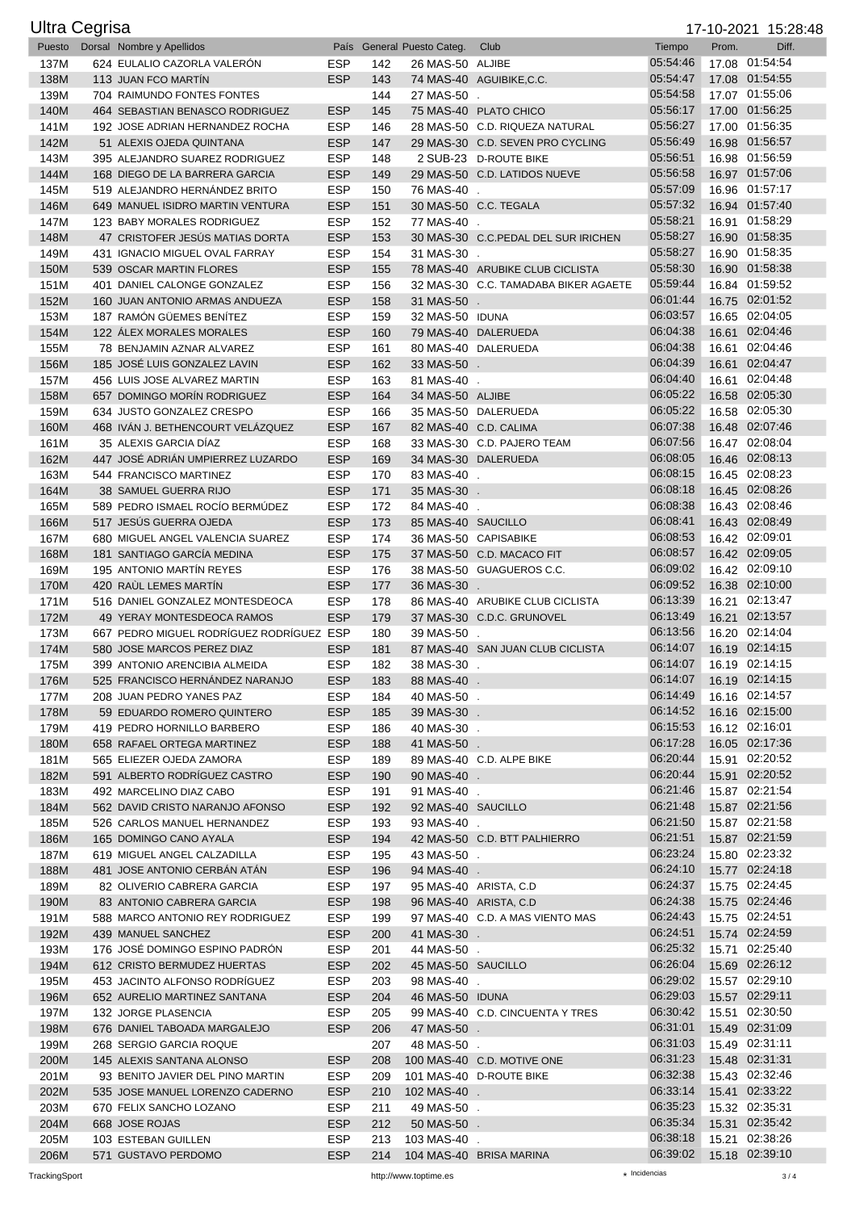# Ultra Cegrisa

17-10-2021 15:28:48

| Puesto | Dorsal | Nombre y Apellidos | País | General | Puesto Categ. | Club | Tiempo | Prom. | Diff. |
|---|---|---|---|---|---|---|---|---|---|
| 137M | 624 | EULALIO CAZORLA VALERÓN | ESP | 142 | 26 MAS-50 | ALJIBE | 05:54:46 | 17.08 | 01:54:54 |
| 138M | 113 | JUAN FCO MARTÍN | ESP | 143 | 74 MAS-40 | AGUIBIKE,C.C. | 05:54:47 | 17.08 | 01:54:55 |
| 139M | 704 | RAIMUNDO FONTES FONTES | | 144 | 27 MAS-50 | . | 05:54:58 | 17.07 | 01:55:06 |
| 140M | 464 | SEBASTIAN BENASCO RODRIGUEZ | ESP | 145 | 75 MAS-40 | PLATO CHICO | 05:56:17 | 17.00 | 01:56:25 |
| 141M | 192 | JOSE ADRIAN HERNANDEZ ROCHA | ESP | 146 | 28 MAS-50 | C.D. RIQUEZA NATURAL | 05:56:27 | 17.00 | 01:56:35 |
| 142M | 51 | ALEXIS OJEDA QUINTANA | ESP | 147 | 29 MAS-30 | C.D. SEVEN PRO CYCLING | 05:56:49 | 16.98 | 01:56:57 |
| 143M | 395 | ALEJANDRO SUAREZ RODRIGUEZ | ESP | 148 | 2 SUB-23 | D-ROUTE BIKE | 05:56:51 | 16.98 | 01:56:59 |
| 144M | 168 | DIEGO DE LA BARRERA GARCIA | ESP | 149 | 29 MAS-50 | C.D. LATIDOS NUEVE | 05:56:58 | 16.97 | 01:57:06 |
| 145M | 519 | ALEJANDRO HERNÁNDEZ BRITO | ESP | 150 | 76 MAS-40 | . | 05:57:09 | 16.96 | 01:57:17 |
| 146M | 649 | MANUEL ISIDRO MARTIN VENTURA | ESP | 151 | 30 MAS-50 | C.C. TEGALA | 05:57:32 | 16.94 | 01:57:40 |
| 147M | 123 | BABY MORALES RODRIGUEZ | ESP | 152 | 77 MAS-40 | . | 05:58:21 | 16.91 | 01:58:29 |
| 148M | 47 | CRISTOFER JESÚS MATIAS DORTA | ESP | 153 | 30 MAS-30 | C.C.PEDAL DEL SUR IRICHEN | 05:58:27 | 16.90 | 01:58:35 |
| 149M | 431 | IGNACIO MIGUEL OVAL FARRAY | ESP | 154 | 31 MAS-30 | . | 05:58:27 | 16.90 | 01:58:35 |
| 150M | 539 | OSCAR MARTIN FLORES | ESP | 155 | 78 MAS-40 | ARUBIKE CLUB CICLISTA | 05:58:30 | 16.90 | 01:58:38 |
| 151M | 401 | DANIEL CALONGE GONZALEZ | ESP | 156 | 32 MAS-30 | C.C. TAMADABA BIKER AGAETE | 05:59:44 | 16.84 | 01:59:52 |
| 152M | 160 | JUAN ANTONIO ARMAS ANDUEZA | ESP | 158 | 31 MAS-50 | . | 06:01:44 | 16.75 | 02:01:52 |
| 153M | 187 | RAMÓN GÜEMES BENÍTEZ | ESP | 159 | 32 MAS-50 | IDUNA | 06:03:57 | 16.65 | 02:04:05 |
| 154M | 122 | ÁLEX MORALES MORALES | ESP | 160 | 79 MAS-40 | DALERUEDA | 06:04:38 | 16.61 | 02:04:46 |
| 155M | 78 | BENJAMIN AZNAR ALVAREZ | ESP | 161 | 80 MAS-40 | DALERUEDA | 06:04:38 | 16.61 | 02:04:46 |
| 156M | 185 | JOSÉ LUIS GONZALEZ LAVIN | ESP | 162 | 33 MAS-50 | . | 06:04:39 | 16.61 | 02:04:47 |
| 157M | 456 | LUIS JOSE ALVAREZ MARTIN | ESP | 163 | 81 MAS-40 | . | 06:04:40 | 16.61 | 02:04:48 |
| 158M | 657 | DOMINGO MORÍN RODRIGUEZ | ESP | 164 | 34 MAS-50 | ALJIBE | 06:05:22 | 16.58 | 02:05:30 |
| 159M | 634 | JUSTO GONZALEZ CRESPO | ESP | 166 | 35 MAS-50 | DALERUEDA | 06:05:22 | 16.58 | 02:05:30 |
| 160M | 468 | IVÁN J. BETHENCOURT VELÁZQUEZ | ESP | 167 | 82 MAS-40 | C.D. CALIMA | 06:07:38 | 16.48 | 02:07:46 |
| 161M | 35 | ALEXIS GARCIA DÍAZ | ESP | 168 | 33 MAS-30 | C.D. PAJERO TEAM | 06:07:56 | 16.47 | 02:08:04 |
| 162M | 447 | JOSÉ ADRIÁN UMPIERREZ LUZARDO | ESP | 169 | 34 MAS-30 | DALERUEDA | 06:08:05 | 16.46 | 02:08:13 |
| 163M | 544 | FRANCISCO MARTINEZ | ESP | 170 | 83 MAS-40 | . | 06:08:15 | 16.45 | 02:08:23 |
| 164M | 38 | SAMUEL GUERRA RIJO | ESP | 171 | 35 MAS-30 | . | 06:08:18 | 16.45 | 02:08:26 |
| 165M | 589 | PEDRO ISMAEL ROCÍO BERMÚDEZ | ESP | 172 | 84 MAS-40 | . | 06:08:38 | 16.43 | 02:08:46 |
| 166M | 517 | JESÚS GUERRA OJEDA | ESP | 173 | 85 MAS-40 | SAUCILLO | 06:08:41 | 16.43 | 02:08:49 |
| 167M | 680 | MIGUEL ANGEL VALENCIA SUAREZ | ESP | 174 | 36 MAS-50 | CAPISABIKE | 06:08:53 | 16.42 | 02:09:01 |
| 168M | 181 | SANTIAGO GARCÍA MEDINA | ESP | 175 | 37 MAS-50 | C.D. MACACO FIT | 06:08:57 | 16.42 | 02:09:05 |
| 169M | 195 | ANTONIO MARTÍN REYES | ESP | 176 | 38 MAS-50 | GUAGUEROS C.C. | 06:09:02 | 16.42 | 02:09:10 |
| 170M | 420 | RAÚL LEMES MARTÍN | ESP | 177 | 36 MAS-30 | . | 06:09:52 | 16.38 | 02:10:00 |
| 171M | 516 | DANIEL GONZALEZ MONTESDEOCA | ESP | 178 | 86 MAS-40 | ARUBIKE CLUB CICLISTA | 06:13:39 | 16.21 | 02:13:47 |
| 172M | 49 | YERAY MONTESDEOCA RAMOS | ESP | 179 | 37 MAS-30 | C.D.C. GRUNOVEL | 06:13:49 | 16.21 | 02:13:57 |
| 173M | 667 | PEDRO MIGUEL RODRÍGUEZ RODRÍGUEZ | ESP | 180 | 39 MAS-50 | . | 06:13:56 | 16.20 | 02:14:04 |
| 174M | 580 | JOSE MARCOS PEREZ DIAZ | ESP | 181 | 87 MAS-40 | SAN JUAN CLUB CICLISTA | 06:14:07 | 16.19 | 02:14:15 |
| 175M | 399 | ANTONIO ARENCIBIA ALMEIDA | ESP | 182 | 38 MAS-30 | . | 06:14:07 | 16.19 | 02:14:15 |
| 176M | 525 | FRANCISCO HERNÁNDEZ NARANJO | ESP | 183 | 88 MAS-40 | . | 06:14:07 | 16.19 | 02:14:15 |
| 177M | 208 | JUAN PEDRO YANES PAZ | ESP | 184 | 40 MAS-50 | . | 06:14:49 | 16.16 | 02:14:57 |
| 178M | 59 | EDUARDO ROMERO QUINTERO | ESP | 185 | 39 MAS-30 | . | 06:14:52 | 16.16 | 02:15:00 |
| 179M | 419 | PEDRO HORNILLO BARBERO | ESP | 186 | 40 MAS-30 | . | 06:15:53 | 16.12 | 02:16:01 |
| 180M | 658 | RAFAEL ORTEGA MARTINEZ | ESP | 188 | 41 MAS-50 | . | 06:17:28 | 16.05 | 02:17:36 |
| 181M | 565 | ELIEZER OJEDA ZAMORA | ESP | 189 | 89 MAS-40 | C.D. ALPE BIKE | 06:20:44 | 15.91 | 02:20:52 |
| 182M | 591 | ALBERTO RODRÍGUEZ CASTRO | ESP | 190 | 90 MAS-40 | . | 06:20:44 | 15.91 | 02:20:52 |
| 183M | 492 | MARCELINO DIAZ CABO | ESP | 191 | 91 MAS-40 | . | 06:21:46 | 15.87 | 02:21:54 |
| 184M | 562 | DAVID CRISTO NARANJO AFONSO | ESP | 192 | 92 MAS-40 | SAUCILLO | 06:21:48 | 15.87 | 02:21:56 |
| 185M | 526 | CARLOS MANUEL HERNANDEZ | ESP | 193 | 93 MAS-40 | . | 06:21:50 | 15.87 | 02:21:58 |
| 186M | 165 | DOMINGO CANO AYALA | ESP | 194 | 42 MAS-50 | C.D. BTT PALHIERRO | 06:21:51 | 15.87 | 02:21:59 |
| 187M | 619 | MIGUEL ANGEL CALZADILLA | ESP | 195 | 43 MAS-50 | . | 06:23:24 | 15.80 | 02:23:32 |
| 188M | 481 | JOSE ANTONIO CERBÁN ATÁN | ESP | 196 | 94 MAS-40 | . | 06:24:10 | 15.77 | 02:24:18 |
| 189M | 82 | OLIVERIO CABRERA GARCIA | ESP | 197 | 95 MAS-40 | ARISTA, C.D | 06:24:37 | 15.75 | 02:24:45 |
| 190M | 83 | ANTONIO CABRERA GARCIA | ESP | 198 | 96 MAS-40 | ARISTA, C.D | 06:24:38 | 15.75 | 02:24:46 |
| 191M | 588 | MARCO ANTONIO REY RODRIGUEZ | ESP | 199 | 97 MAS-40 | C.D. A MAS VIENTO MAS | 06:24:43 | 15.75 | 02:24:51 |
| 192M | 439 | MANUEL SANCHEZ | ESP | 200 | 41 MAS-30 | . | 06:24:51 | 15.74 | 02:24:59 |
| 193M | 176 | JOSÉ DOMINGO ESPINO PADRÓN | ESP | 201 | 44 MAS-50 | . | 06:25:32 | 15.71 | 02:25:40 |
| 194M | 612 | CRISTO BERMUDEZ HUERTAS | ESP | 202 | 45 MAS-50 | SAUCILLO | 06:26:04 | 15.69 | 02:26:12 |
| 195M | 453 | JACINTO ALFONSO RODRÍGUEZ | ESP | 203 | 98 MAS-40 | . | 06:29:02 | 15.57 | 02:29:10 |
| 196M | 652 | AURELIO MARTINEZ SANTANA | ESP | 204 | 46 MAS-50 | IDUNA | 06:29:03 | 15.57 | 02:29:11 |
| 197M | 132 | JORGE PLASENCIA | ESP | 205 | 99 MAS-40 | C.D. CINCUENTA Y TRES | 06:30:42 | 15.51 | 02:30:50 |
| 198M | 676 | DANIEL TABOADA MARGALEJO | ESP | 206 | 47 MAS-50 | . | 06:31:01 | 15.49 | 02:31:09 |
| 199M | 268 | SERGIO GARCIA ROQUE | | 207 | 48 MAS-50 | . | 06:31:03 | 15.49 | 02:31:11 |
| 200M | 145 | ALEXIS SANTANA ALONSO | ESP | 208 | 100 MAS-40 | C.D. MOTIVE ONE | 06:31:23 | 15.48 | 02:31:31 |
| 201M | 93 | BENITO JAVIER DEL PINO MARTIN | ESP | 209 | 101 MAS-40 | D-ROUTE BIKE | 06:32:38 | 15.43 | 02:32:46 |
| 202M | 535 | JOSE MANUEL LORENZO CADERNO | ESP | 210 | 102 MAS-40 | . | 06:33:14 | 15.41 | 02:33:22 |
| 203M | 670 | FELIX SANCHO LOZANO | ESP | 211 | 49 MAS-50 | . | 06:35:23 | 15.32 | 02:35:31 |
| 204M | 668 | JOSE ROJAS | ESP | 212 | 50 MAS-50 | . | 06:35:34 | 15.31 | 02:35:42 |
| 205M | 103 | ESTEBAN GUILLEN | ESP | 213 | 103 MAS-40 | . | 06:38:18 | 15.21 | 02:38:26 |
| 206M | 571 | GUSTAVO PERDOMO | ESP | 214 | 104 MAS-40 | BRISA MARINA | 06:39:02 | 15.18 | 02:39:10 |

TrackingSport — http://www.toptime.es — ⋆ Incidencias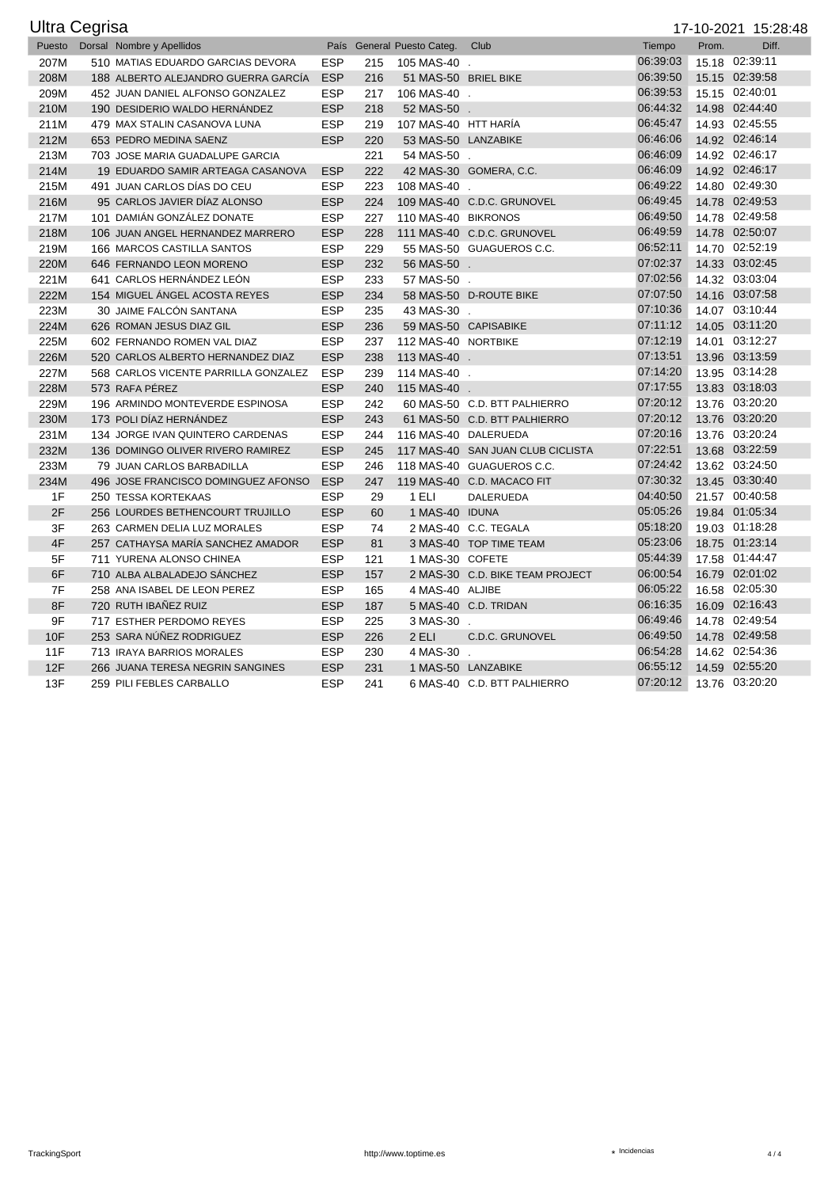# Ultra Cegrisa

17-10-2021 15:28:48

| Puesto | Dorsal | Nombre y Apellidos | País | General | Puesto Categ. | Club | Tiempo | Prom. | Diff. |
|---|---|---|---|---|---|---|---|---|---|
| 207M | 510 | MATIAS EDUARDO GARCIAS DEVORA | ESP | 215 | 105 MAS-40 | . | 06:39:03 | 15.18 | 02:39:11 |
| 208M | 188 | ALBERTO ALEJANDRO GUERRA GARCÍA | ESP | 216 | 51 MAS-50 | BRIEL BIKE | 06:39:50 | 15.15 | 02:39:58 |
| 209M | 452 | JUAN DANIEL ALFONSO GONZALEZ | ESP | 217 | 106 MAS-40 | . | 06:39:53 | 15.15 | 02:40:01 |
| 210M | 190 | DESIDERIO WALDO HERNÁNDEZ | ESP | 218 | 52 MAS-50 | . | 06:44:32 | 14.98 | 02:44:40 |
| 211M | 479 | MAX STALIN CASANOVA LUNA | ESP | 219 | 107 MAS-40 | HTT HARÍA | 06:45:47 | 14.93 | 02:45:55 |
| 212M | 653 | PEDRO MEDINA SAENZ | ESP | 220 | 53 MAS-50 | LANZABIKE | 06:46:06 | 14.92 | 02:46:14 |
| 213M | 703 | JOSE MARIA GUADALUPE GARCIA | | 221 | 54 MAS-50 | . | 06:46:09 | 14.92 | 02:46:17 |
| 214M | 19 | EDUARDO SAMIR ARTEAGA CASANOVA | ESP | 222 | 42 MAS-30 | GOMERA, C.C. | 06:46:09 | 14.92 | 02:46:17 |
| 215M | 491 | JUAN CARLOS DÍAS DO CEU | ESP | 223 | 108 MAS-40 | . | 06:49:22 | 14.80 | 02:49:30 |
| 216M | 95 | CARLOS JAVIER DÍAZ ALONSO | ESP | 224 | 109 MAS-40 | C.D.C. GRUNOVEL | 06:49:45 | 14.78 | 02:49:53 |
| 217M | 101 | DAMIÁN GONZÁLEZ DONATE | ESP | 227 | 110 MAS-40 | BIKRONOS | 06:49:50 | 14.78 | 02:49:58 |
| 218M | 106 | JUAN ANGEL HERNANDEZ MARRERO | ESP | 228 | 111 MAS-40 | C.D.C. GRUNOVEL | 06:49:59 | 14.78 | 02:50:07 |
| 219M | 166 | MARCOS CASTILLA SANTOS | ESP | 229 | 55 MAS-50 | GUAGUEROS C.C. | 06:52:11 | 14.70 | 02:52:19 |
| 220M | 646 | FERNANDO LEON MORENO | ESP | 232 | 56 MAS-50 | . | 07:02:37 | 14.33 | 03:02:45 |
| 221M | 641 | CARLOS HERNÁNDEZ LEÓN | ESP | 233 | 57 MAS-50 | . | 07:02:56 | 14.32 | 03:03:04 |
| 222M | 154 | MIGUEL ÁNGEL ACOSTA REYES | ESP | 234 | 58 MAS-50 | D-ROUTE BIKE | 07:07:50 | 14.16 | 03:07:58 |
| 223M | 30 | JAIME FALCÓN SANTANA | ESP | 235 | 43 MAS-30 | . | 07:10:36 | 14.07 | 03:10:44 |
| 224M | 626 | ROMAN JESUS DIAZ GIL | ESP | 236 | 59 MAS-50 | CAPISABIKE | 07:11:12 | 14.05 | 03:11:20 |
| 225M | 602 | FERNANDO ROMEN VAL DIAZ | ESP | 237 | 112 MAS-40 | NORTBIKE | 07:12:19 | 14.01 | 03:12:27 |
| 226M | 520 | CARLOS ALBERTO HERNANDEZ DIAZ | ESP | 238 | 113 MAS-40 | . | 07:13:51 | 13.96 | 03:13:59 |
| 227M | 568 | CARLOS VICENTE PARRILLA GONZALEZ | ESP | 239 | 114 MAS-40 | . | 07:14:20 | 13.95 | 03:14:28 |
| 228M | 573 | RAFA PÉREZ | ESP | 240 | 115 MAS-40 | . | 07:17:55 | 13.83 | 03:18:03 |
| 229M | 196 | ARMINDO MONTEVERDE ESPINOSA | ESP | 242 | 60 MAS-50 | C.D. BTT PALHIERRO | 07:20:12 | 13.76 | 03:20:20 |
| 230M | 173 | POLI DÍAZ HERNÁNDEZ | ESP | 243 | 61 MAS-50 | C.D. BTT PALHIERRO | 07:20:12 | 13.76 | 03:20:20 |
| 231M | 134 | JORGE IVAN QUINTERO CARDENAS | ESP | 244 | 116 MAS-40 | DALERUEDA | 07:20:16 | 13.76 | 03:20:24 |
| 232M | 136 | DOMINGO OLIVER RIVERO RAMIREZ | ESP | 245 | 117 MAS-40 | SAN JUAN CLUB CICLISTA | 07:22:51 | 13.68 | 03:22:59 |
| 233M | 79 | JUAN CARLOS BARBADILLA | ESP | 246 | 118 MAS-40 | GUAGUEROS C.C. | 07:24:42 | 13.62 | 03:24:50 |
| 234M | 496 | JOSE FRANCISCO DOMINGUEZ AFONSO | ESP | 247 | 119 MAS-40 | C.D. MACACO FIT | 07:30:32 | 13.45 | 03:30:40 |
| 1F | 250 | TESSA KORTEKAAS | ESP | 29 | 1 ELI | DALERUEDA | 04:40:50 | 21.57 | 00:40:58 |
| 2F | 256 | LOURDES BETHENCOURT TRUJILLO | ESP | 60 | 1 MAS-40 | IDUNA | 05:05:26 | 19.84 | 01:05:34 |
| 3F | 263 | CARMEN DELIA LUZ MORALES | ESP | 74 | 2 MAS-40 | C.C. TEGALA | 05:18:20 | 19.03 | 01:18:28 |
| 4F | 257 | CATHAYSA MARÍA SANCHEZ AMADOR | ESP | 81 | 3 MAS-40 | TOP TIME TEAM | 05:23:06 | 18.75 | 01:23:14 |
| 5F | 711 | YURENA ALONSO CHINEA | ESP | 121 | 1 MAS-30 | COFETE | 05:44:39 | 17.58 | 01:44:47 |
| 6F | 710 | ALBA ALBALADEJO SÁNCHEZ | ESP | 157 | 2 MAS-30 | C.D. BIKE TEAM PROJECT | 06:00:54 | 16.79 | 02:01:02 |
| 7F | 258 | ANA ISABEL DE LEON PEREZ | ESP | 165 | 4 MAS-40 | ALJIBE | 06:05:22 | 16.58 | 02:05:30 |
| 8F | 720 | RUTH IBAÑEZ RUIZ | ESP | 187 | 5 MAS-40 | C.D. TRIDAN | 06:16:35 | 16.09 | 02:16:43 |
| 9F | 717 | ESTHER PERDOMO REYES | ESP | 225 | 3 MAS-30 | . | 06:49:46 | 14.78 | 02:49:54 |
| 10F | 253 | SARA NÚÑEZ RODRIGUEZ | ESP | 226 | 2 ELI | C.D.C. GRUNOVEL | 06:49:50 | 14.78 | 02:49:58 |
| 11F | 713 | IRAYA BARRIOS MORALES | ESP | 230 | 4 MAS-30 | . | 06:54:28 | 14.62 | 02:54:36 |
| 12F | 266 | JUANA TERESA NEGRIN SANGINES | ESP | 231 | 1 MAS-50 | LANZABIKE | 06:55:12 | 14.59 | 02:55:20 |
| 13F | 259 | PILI FEBLES CARBALLO | ESP | 241 | 6 MAS-40 | C.D. BTT PALHIERRO | 07:20:12 | 13.76 | 03:20:20 |

TrackingSport — http://www.toptime.es — ★ Incidencias